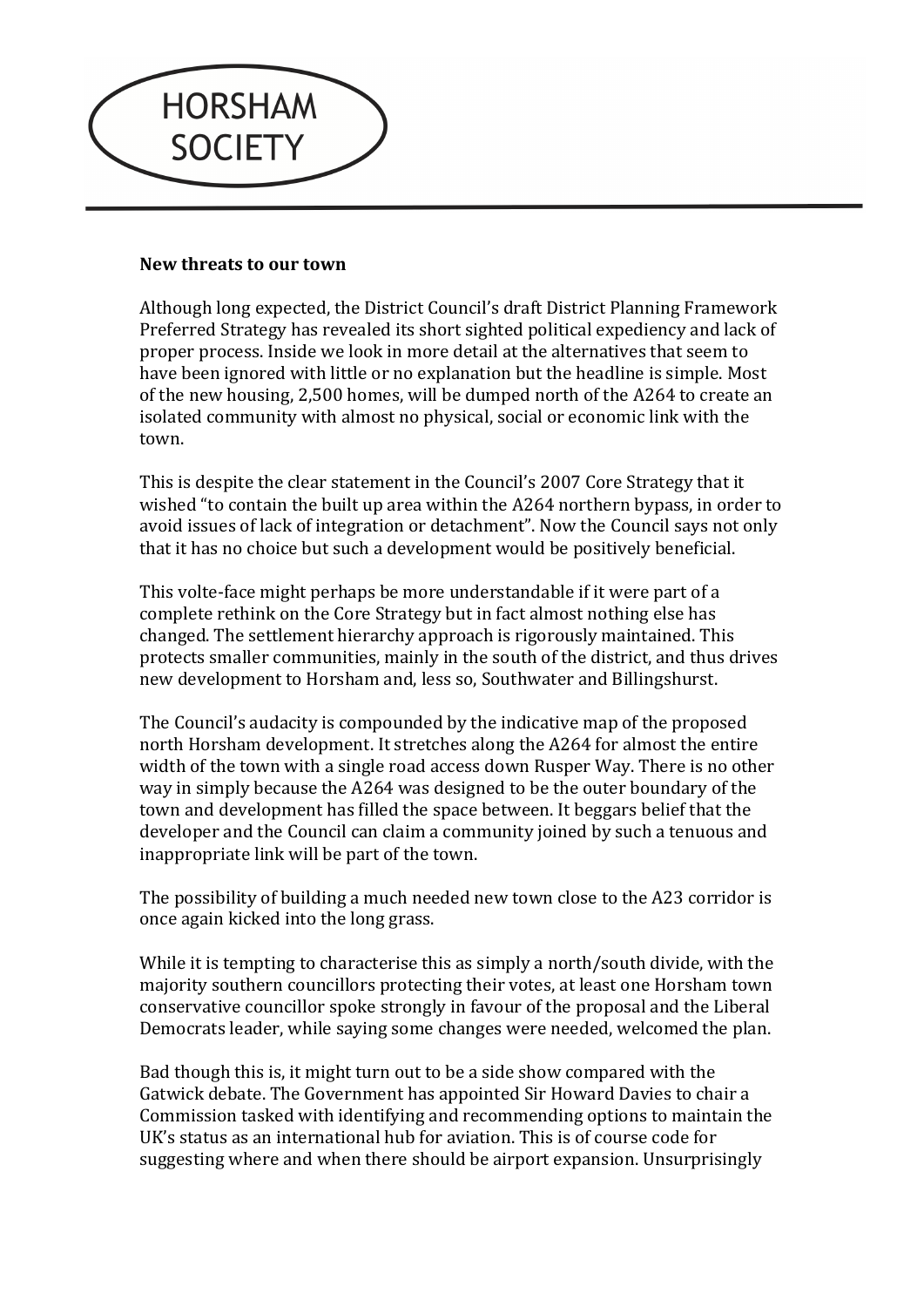HORSHAM SOCIETY

**New threats to our town**

Although long expected, the District Council's draft District Planning Framework Preferred Strategy has revealed its short sighted political expediency and lack of proper process. Inside we look in more detail at the alternatives that seem to have been ignored with little or no explanation but the headline is simple. Most of the new housing, 2,500 homes, will be dumped north of the A264 to create an isolated community with almost no physical, social or economic link with the town.

This is despite the clear statement in the Council's 2007 Core Strategy that it wished "to contain the built up area within the A264 northern bypass, in order to avoid issues of lack of integration or detachment". Now the Council says not only that it has no choice but such a development would be positively beneficial.

This volte-face might perhaps be more understandable if it were part of a complete rethink on the Core Strategy but in fact almost nothing else has changed. The settlement hierarchy approach is rigorously maintained. This protects smaller communities, mainly in the south of the district, and thus drives new development to Horsham and, less so, Southwater and Billingshurst.

The Council's audacity is compounded by the indicative map of the proposed north Horsham development. It stretches along the A264 for almost the entire width of the town with a single road access down Rusper Way. There is no other way in simply because the A264 was designed to be the outer boundary of the town and development has filled the space between. It beggars belief that the developer and the Council can claim a community joined by such a tenuous and inappropriate link will be part of the town.

The possibility of building a much needed new town close to the A23 corridor is once again kicked into the long grass.

While it is tempting to characterise this as simply a north/south divide, with the majority southern councillors protecting their votes, at least one Horsham town conservative councillor spoke strongly in favour of the proposal and the Liberal Democrats leader, while saying some changes were needed, welcomed the plan.

Bad though this is, it might turn out to be a side show compared with the Gatwick debate. The Government has appointed Sir Howard Davies to chair a Commission tasked with identifying and recommending options to maintain the UK's status as an international hub for aviation. This is of course code for suggesting where and when there should be airport expansion. Unsurprisingly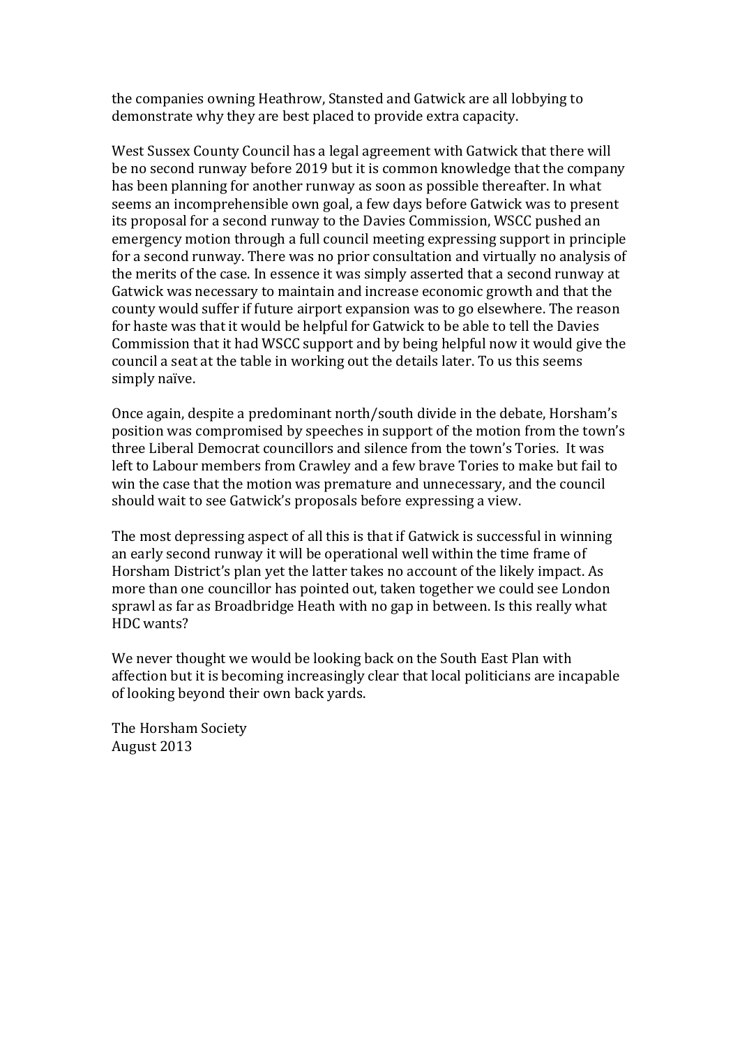the companies owning Heathrow, Stansted and Gatwick are all lobbying to demonstrate why they are best placed to provide extra capacity.

West Sussex County Council has a legal agreement with Gatwick that there will be no second runway before 2019 but it is common knowledge that the company has been planning for another runway as soon as possible thereafter. In what seems an incomprehensible own goal, a few days before Gatwick was to present its proposal for a second runway to the Davies Commission, WSCC pushed an emergency motion through a full council meeting expressing support in principle for a second runway. There was no prior consultation and virtually no analysis of the merits of the case. In essence it was simply asserted that a second runway at Gatwick was necessary to maintain and increase economic growth and that the county would suffer if future airport expansion was to go elsewhere. The reason for haste was that it would be helpful for Gatwick to be able to tell the Davies Commission that it had WSCC support and by being helpful now it would give the council a seat at the table in working out the details later. To us this seems simply naïve.

Once again, despite a predominant north/south divide in the debate, Horsham's position was compromised by speeches in support of the motion from the town's three Liberal Democrat councillors and silence from the town's Tories. It was left to Labour members from Crawley and a few brave Tories to make but fail to win the case that the motion was premature and unnecessary, and the council should wait to see Gatwick's proposals before expressing a view.

The most depressing aspect of all this is that if Gatwick is successful in winning an early second runway it will be operational well within the time frame of Horsham District's plan yet the latter takes no account of the likely impact. As more than one councillor has pointed out, taken together we could see London sprawl as far as Broadbridge Heath with no gap in between. Is this really what HDC wants?

We never thought we would be looking back on the South East Plan with affection but it is becoming increasingly clear that local politicians are incapable of looking beyond their own back yards.

The Horsham Society
August 2013